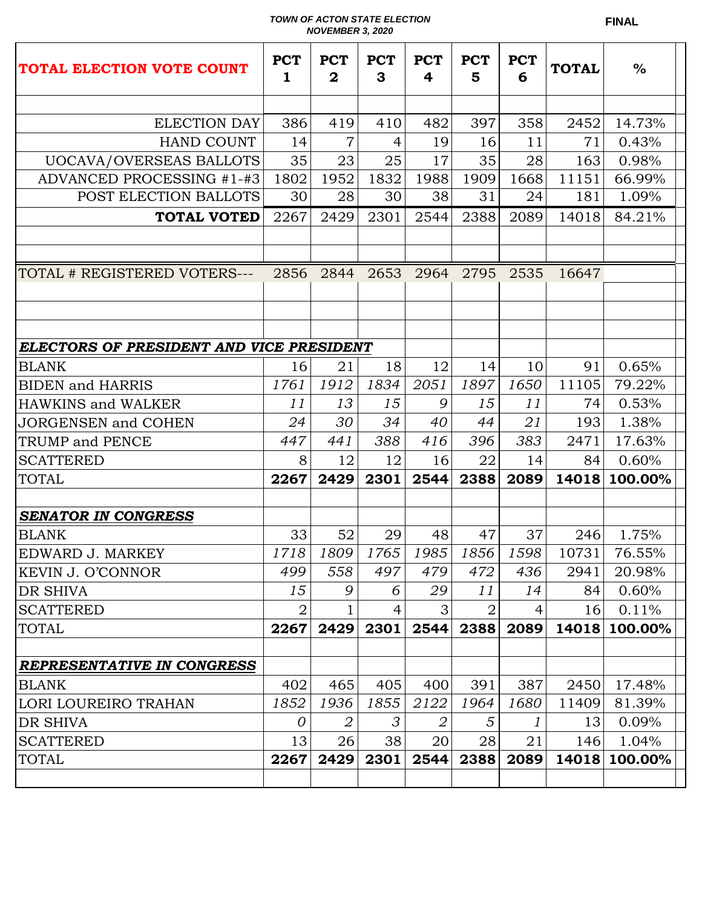**TOWN OF ACTON STATE ELECTION**
**NOVEMBER 3, 2020**

**FINAL**

| **TOTAL ELECTION VOTE COUNT** | **PCT 1** | **PCT 2** | **PCT 3** | **PCT 4** | **PCT 5** | **PCT 6** | **TOTAL** | **%** |
|---|---|---|---|---|---|---|---|---|
| | | | | | | | | |
| ELECTION DAY | 386 | 419 | 410 | 482 | 397 | 358 | 2452 | 14.73% |
| HAND COUNT | 14 | 7 | 4 | 19 | 16 | 11 | 71 | 0.43% |
| UOCAVA/OVERSEAS BALLOTS | 35 | 23 | 25 | 17 | 35 | 28 | 163 | 0.98% |
| ADVANCED PROCESSING #1-#3 | 1802 | 1952 | 1832 | 1988 | 1909 | 1668 | 11151 | 66.99% |
| POST ELECTION BALLOTS | 30 | 28 | 30 | 38 | 31 | 24 | 181 | 1.09% |
| **TOTAL VOTED** | 2267 | 2429 | 2301 | 2544 | 2388 | 2089 | 14018 | 84.21% |
| | | | | | | | | |
| | | | | | | | | |
| TOTAL # REGISTERED VOTERS--- | 2856 | 2844 | 2653 | 2964 | 2795 | 2535 | 16647 | |
| | | | | | | | | |
| | | | | | | | | |
| | | | | | | | | |
| ***ELECTORS OF PRESIDENT AND VICE PRESIDENT*** | | | | | | | | |
| BLANK | 16 | 21 | 18 | 12 | 14 | 10 | 91 | 0.65% |
| BIDEN and HARRIS | *1761* | *1912* | *1834* | *2051* | *1897* | *1650* | 11105 | 79.22% |
| HAWKINS and WALKER | *11* | *13* | *15* | *9* | *15* | *11* | 74 | 0.53% |
| JORGENSEN and COHEN | *24* | *30* | *34* | *40* | *44* | *21* | 193 | 1.38% |
| TRUMP and PENCE | *447* | *441* | *388* | *416* | *396* | *383* | 2471 | 17.63% |
| SCATTERED | 8 | 12 | 12 | 16 | 22 | 14 | 84 | 0.60% |
| TOTAL | **2267** | **2429** | **2301** | **2544** | **2388** | **2089** | **14018** | **100.00%** |
| | | | | | | | | |
| ***SENATOR IN CONGRESS*** | | | | | | | | |
| BLANK | 33 | 52 | 29 | 48 | 47 | 37 | 246 | 1.75% |
| EDWARD J. MARKEY | *1718* | *1809* | *1765* | *1985* | *1856* | *1598* | 10731 | 76.55% |
| KEVIN J. O'CONNOR | *499* | *558* | *497* | *479* | *472* | *436* | 2941 | 20.98% |
| DR SHIVA | *15* | *9* | *6* | *29* | *11* | *14* | 84 | 0.60% |
| SCATTERED | 2 | 1 | 4 | 3 | 2 | 4 | 16 | 0.11% |
| TOTAL | **2267** | **2429** | **2301** | **2544** | **2388** | **2089** | **14018** | **100.00%** |
| | | | | | | | | |
| ***REPRESENTATIVE IN CONGRESS*** | | | | | | | | |
| BLANK | 402 | 465 | 405 | 400 | 391 | 387 | 2450 | 17.48% |
| LORI LOUREIRO TRAHAN | *1852* | *1936* | *1855* | *2122* | *1964* | *1680* | 11409 | 81.39% |
| DR SHIVA | *0* | *2* | *3* | *2* | *5* | *1* | 13 | 0.09% |
| SCATTERED | 13 | 26 | 38 | 20 | 28 | 21 | 146 | 1.04% |
| TOTAL | **2267** | **2429** | **2301** | **2544** | **2388** | **2089** | **14018** | **100.00%** |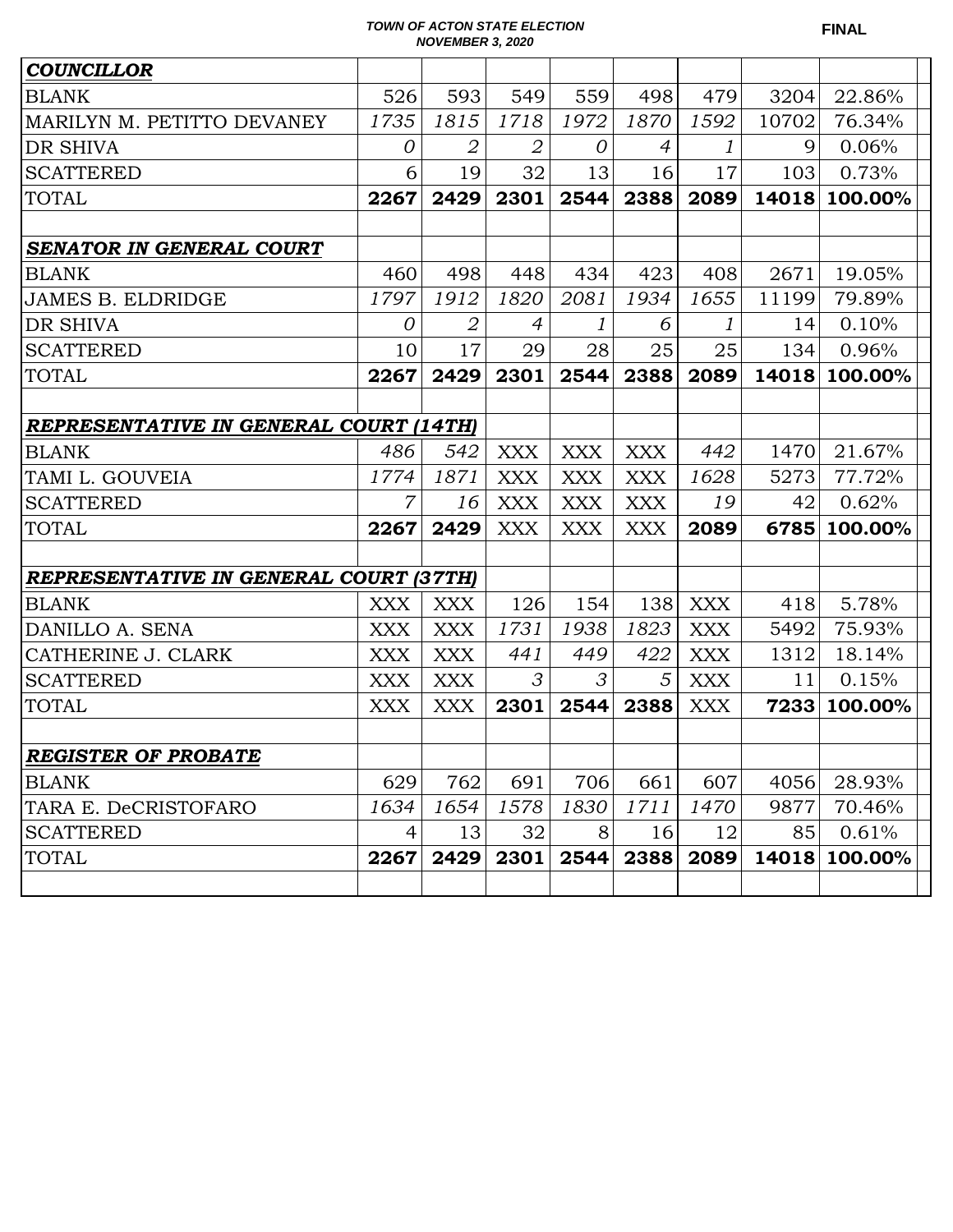**TOWN OF ACTON STATE ELECTION**
**NOVEMBER 3, 2020**

**FINAL**

| | | | | | | | | |
|---|---|---|---|---|---|---|---|---|
| ***COUNCILLOR*** | | | | | | | | |
| BLANK | 526 | 593 | 549 | 559 | 498 | 479 | 3204 | 22.86% |
| MARILYN M. PETITTO DEVANEY | *1735* | *1815* | *1718* | *1972* | *1870* | *1592* | 10702 | 76.34% |
| DR SHIVA | *0* | *2* | *2* | *0* | *4* | *1* | 9 | 0.06% |
| SCATTERED | 6 | 19 | 32 | 13 | 16 | 17 | 103 | 0.73% |
| TOTAL | **2267** | **2429** | **2301** | **2544** | **2388** | **2089** | **14018** | **100.00%** |
| | | | | | | | | |
| ***SENATOR IN GENERAL COURT*** | | | | | | | | |
| BLANK | 460 | 498 | 448 | 434 | 423 | 408 | 2671 | 19.05% |
| JAMES B. ELDRIDGE | *1797* | *1912* | *1820* | *2081* | *1934* | *1655* | 11199 | 79.89% |
| DR SHIVA | *0* | *2* | *4* | *1* | *6* | *1* | 14 | 0.10% |
| SCATTERED | 10 | 17 | 29 | 28 | 25 | 25 | 134 | 0.96% |
| TOTAL | **2267** | **2429** | **2301** | **2544** | **2388** | **2089** | **14018** | **100.00%** |
| | | | | | | | | |
| ***REPRESENTATIVE IN GENERAL COURT (14TH)*** | | | | | | | | |
| BLANK | *486* | *542* | XXX | XXX | XXX | *442* | 1470 | 21.67% |
| TAMI L. GOUVEIA | *1774* | *1871* | XXX | XXX | XXX | *1628* | 5273 | 77.72% |
| SCATTERED | *7* | *16* | XXX | XXX | XXX | *19* | 42 | 0.62% |
| TOTAL | **2267** | **2429** | XXX | XXX | XXX | **2089** | **6785** | **100.00%** |
| | | | | | | | | |
| ***REPRESENTATIVE IN GENERAL COURT (37TH)*** | | | | | | | | |
| BLANK | XXX | XXX | 126 | 154 | 138 | XXX | 418 | 5.78% |
| DANILLO A. SENA | XXX | XXX | *1731* | *1938* | *1823* | XXX | 5492 | 75.93% |
| CATHERINE J. CLARK | XXX | XXX | *441* | *449* | *422* | XXX | 1312 | 18.14% |
| SCATTERED | XXX | XXX | *3* | *3* | *5* | XXX | 11 | 0.15% |
| TOTAL | XXX | XXX | **2301** | **2544** | **2388** | XXX | **7233** | **100.00%** |
| | | | | | | | | |
| ***REGISTER OF PROBATE*** | | | | | | | | |
| BLANK | 629 | 762 | 691 | 706 | 661 | 607 | 4056 | 28.93% |
| TARA E. DeCRISTOFARO | *1634* | *1654* | *1578* | *1830* | *1711* | *1470* | 9877 | 70.46% |
| SCATTERED | 4 | 13 | 32 | 8 | 16 | 12 | 85 | 0.61% |
| TOTAL | **2267** | **2429** | **2301** | **2544** | **2388** | **2089** | **14018** | **100.00%** |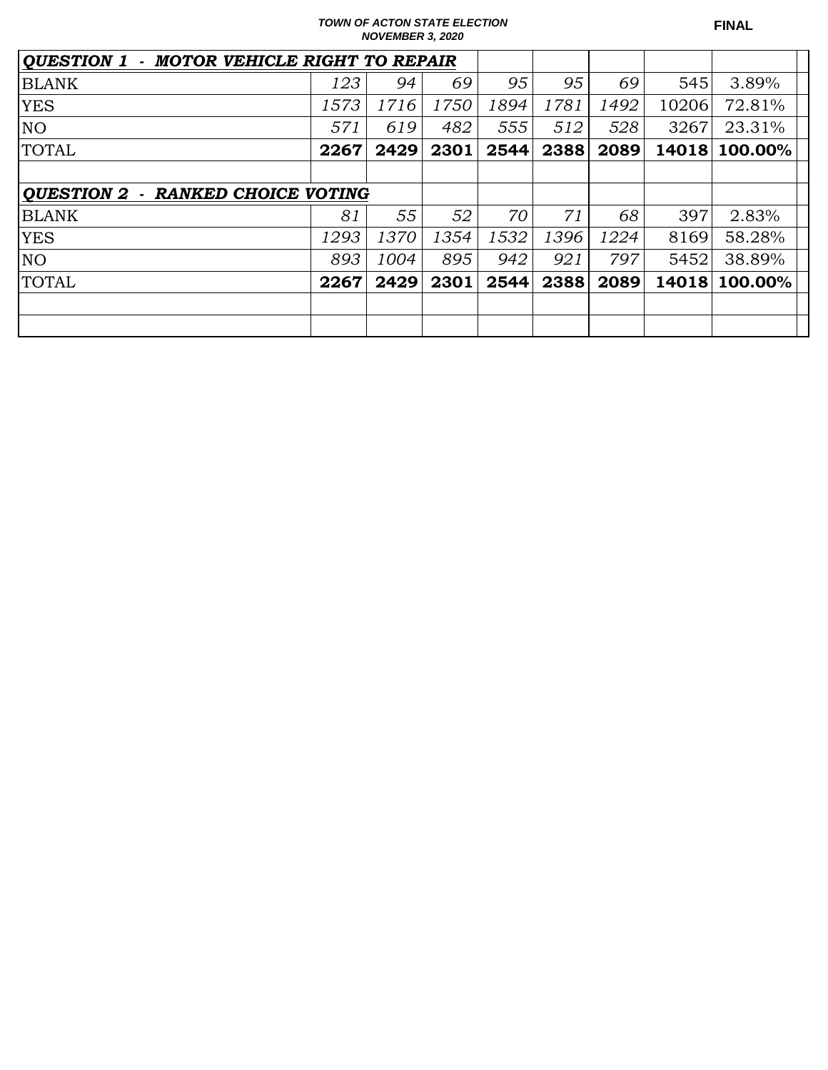**TOWN OF ACTON STATE ELECTION**
**NOVEMBER 3, 2020**

**FINAL**

| ***QUESTION 1 - MOTOR VEHICLE RIGHT TO REPAIR*** | | | | | | | | |
|---|---|---|---|---|---|---|---|---|
| BLANK | *123* | *94* | *69* | *95* | *95* | *69* | 545 | 3.89% |
| YES | *1573* | *1716* | *1750* | *1894* | *1781* | *1492* | 10206 | 72.81% |
| NO | *571* | *619* | *482* | *555* | *512* | *528* | 3267 | 23.31% |
| TOTAL | **2267** | **2429** | **2301** | **2544** | **2388** | **2089** | **14018** | **100.00%** |
| | | | | | | | | |
| ***QUESTION 2 - RANKED CHOICE VOTING*** | | | | | | | | |
| BLANK | *81* | *55* | *52* | *70* | *71* | *68* | 397 | 2.83% |
| YES | *1293* | *1370* | *1354* | *1532* | *1396* | *1224* | 8169 | 58.28% |
| NO | *893* | *1004* | *895* | *942* | *921* | *797* | 5452 | 38.89% |
| TOTAL | **2267** | **2429** | **2301** | **2544** | **2388** | **2089** | **14018** | **100.00%** |